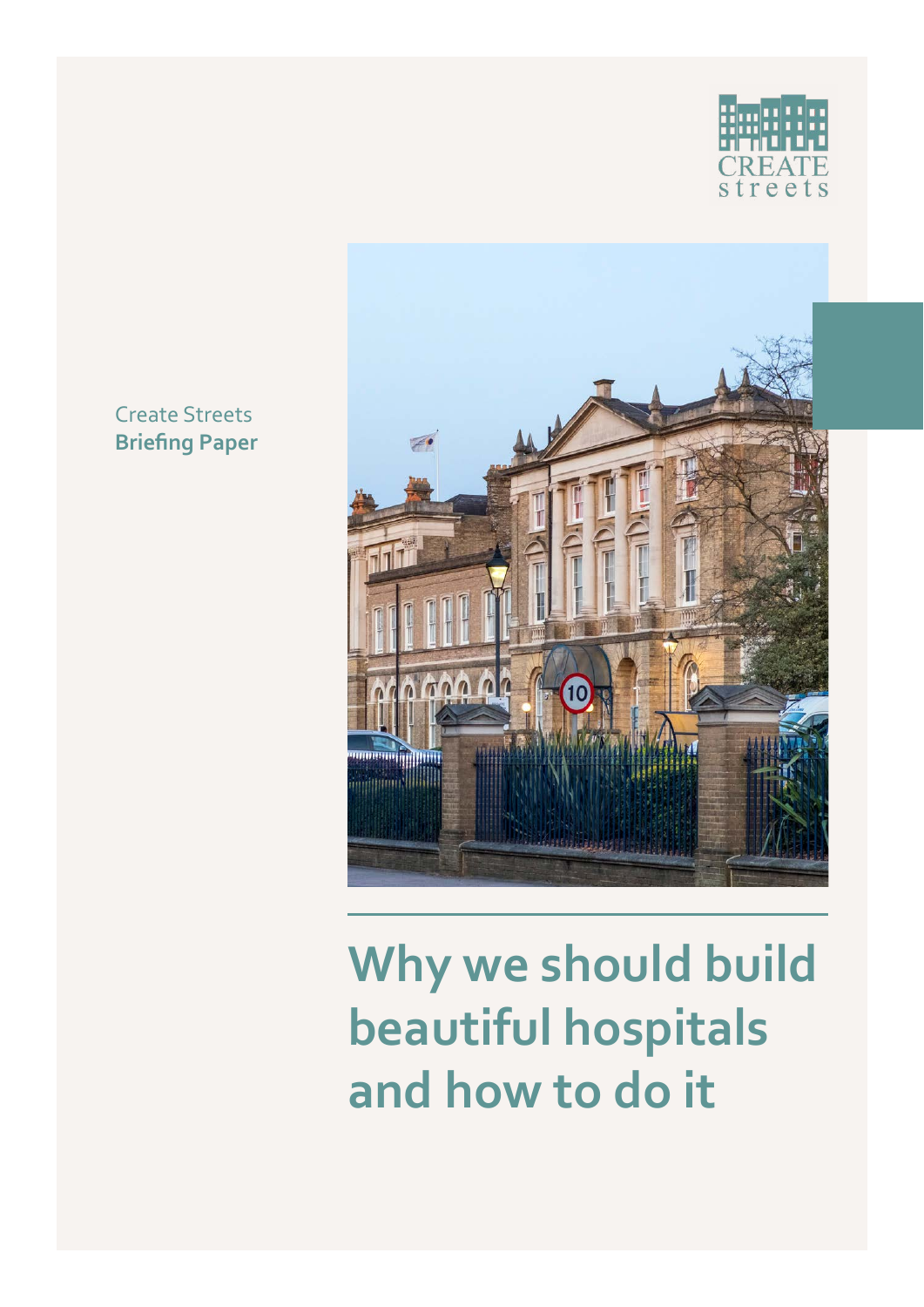CREATE streets

Create Streets
**Briefing Paper**

# Why we should build beautiful hospitals and how to do it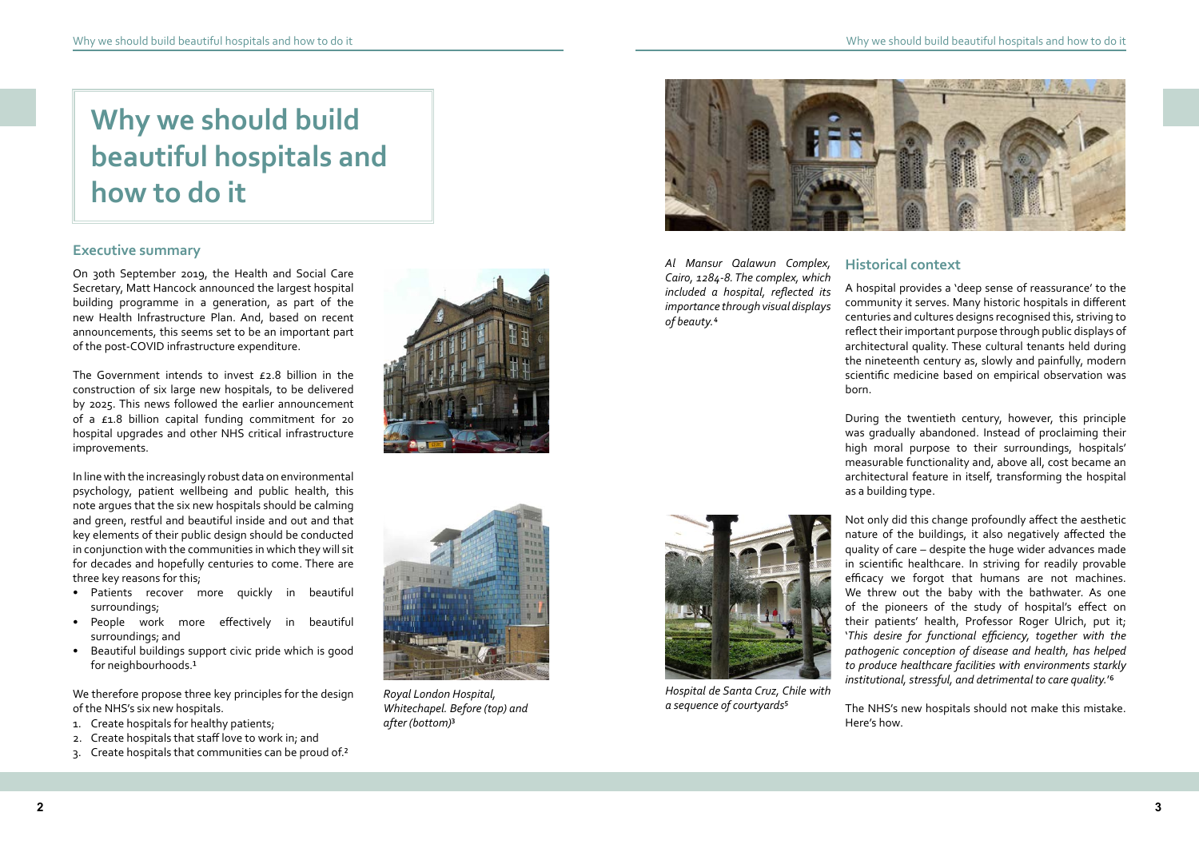# Why we should build beautiful hospitals and how to do it

## Executive summary

On 30th September 2019, the Health and Social Care Secretary, Matt Hancock announced the largest hospital building programme in a generation, as part of the new Health Infrastructure Plan. And, based on recent announcements, this seems set to be an important part of the post-COVID infrastructure expenditure.

The Government intends to invest £2.8 billion in the construction of six large new hospitals, to be delivered by 2025. This news followed the earlier announcement of a £1.8 billion capital funding commitment for 20 hospital upgrades and other NHS critical infrastructure improvements.

In line with the increasingly robust data on environmental psychology, patient wellbeing and public health, this note argues that the six new hospitals should be calming and green, restful and beautiful inside and out and that key elements of their public design should be conducted in conjunction with the communities in which they will sit for decades and hopefully centuries to come. There are three key reasons for this;

- Patients recover more quickly in beautiful surroundings;
- People work more effectively in beautiful surroundings; and
- Beautiful buildings support civic pride which is good for neighbourhoods.[1]

We therefore propose three key principles for the design of the NHS's six new hospitals.

1. Create hospitals for healthy patients;
2. Create hospitals that staff love to work in; and
3. Create hospitals that communities can be proud of.[2]

*Royal London Hospital, Whitechapel. Before (top) and after (bottom)*[3]

*Al Mansur Qalawun Complex, Cairo, 1284-8. The complex, which included a hospital, reflected its importance through visual displays of beauty.*[4]

## Historical context

A hospital provides a 'deep sense of reassurance' to the community it serves. Many historic hospitals in different centuries and cultures designs recognised this, striving to reflect their important purpose through public displays of architectural quality. These cultural tenants held during the nineteenth century as, slowly and painfully, modern scientific medicine based on empirical observation was born.

During the twentieth century, however, this principle was gradually abandoned. Instead of proclaiming their high moral purpose to their surroundings, hospitals' measurable functionality and, above all, cost became an architectural feature in itself, transforming the hospital as a building type.

Not only did this change profoundly affect the aesthetic nature of the buildings, it also negatively affected the quality of care – despite the huge wider advances made in scientific healthcare. In striving for readily provable efficacy we forgot that humans are not machines. We threw out the baby with the bathwater. As one of the pioneers of the study of hospital's effect on their patients' health, Professor Roger Ulrich, put it; '*This desire for functional efficiency, together with the pathogenic conception of disease and health, has helped to produce healthcare facilities with environments starkly institutional, stressful, and detrimental to care quality.*'[6]

*Hospital de Santa Cruz, Chile with a sequence of courtyards*[5]

The NHS's new hospitals should not make this mistake. Here's how.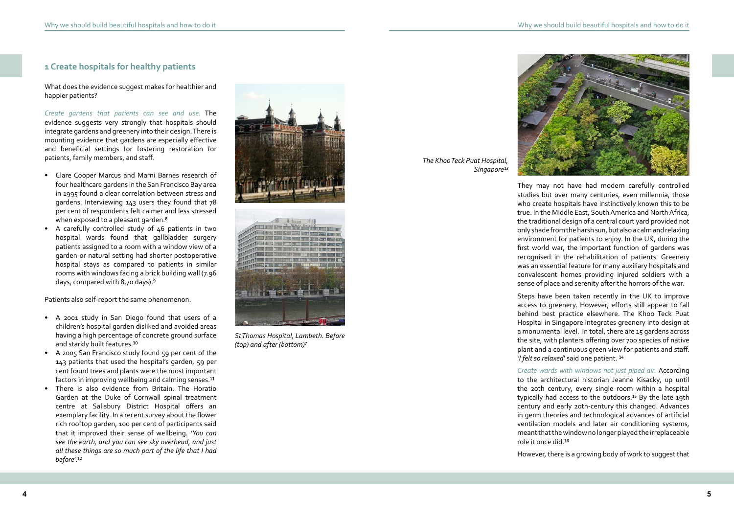## 1 Create hospitals for healthy patients

What does the evidence suggest makes for healthier and happier patients?

*Create gardens that patients can see and use.* The evidence suggests very strongly that hospitals should integrate gardens and greenery into their design. There is mounting evidence that gardens are especially effective and beneficial settings for fostering restoration for patients, family members, and staff.

- Clare Cooper Marcus and Marni Barnes research of four healthcare gardens in the San Francisco Bay area in 1995 found a clear correlation between stress and gardens. Interviewing 143 users they found that 78 per cent of respondents felt calmer and less stressed when exposed to a pleasant garden.[8]
- A carefully controlled study of 46 patients in two hospital wards found that gallbladder surgery patients assigned to a room with a window view of a garden or natural setting had shorter postoperative hospital stays as compared to patients in similar rooms with windows facing a brick building wall (7.96 days, compared with 8.70 days).[9]

Patients also self-report the same phenomenon.

- A 2001 study in San Diego found that users of a children's hospital garden disliked and avoided areas having a high percentage of concrete ground surface and starkly built features.[10]
- A 2005 San Francisco study found 59 per cent of the 143 patients that used the hospital's garden, 59 per cent found trees and plants were the most important factors in improving wellbeing and calming senses.[11]
- There is also evidence from Britain. The Horatio Garden at the Duke of Cornwall spinal treatment centre at Salisbury District Hospital offers an exemplary facility. In a recent survey about the flower rich rooftop garden, 100 per cent of participants said that it improved their sense of wellbeing. '*You can see the earth, and you can see sky overhead, and just all these things are so much part of the life that I had before*'.[12]

*St Thomas Hospital, Lambeth. Before (top) and after (bottom)*[7]

*The Khoo Teck Puat Hospital, Singapore*[13]

They may not have had modern carefully controlled studies but over many centuries, even millennia, those who create hospitals have instinctively known this to be true. In the Middle East, South America and North Africa, the traditional design of a central court yard provided not only shade from the harsh sun, but also a calm and relaxing environment for patients to enjoy. In the UK, during the first world war, the important function of gardens was recognised in the rehabilitation of patients. Greenery was an essential feature for many auxiliary hospitals and convalescent homes providing injured soldiers with a sense of place and serenity after the horrors of the war.

Steps have been taken recently in the UK to improve access to greenery. However, efforts still appear to fall behind best practice elsewhere. The Khoo Teck Puat Hospital in Singapore integrates greenery into design at a monumental level. In total, there are 15 gardens across the site, with planters offering over 700 species of native plant and a continuous green view for patients and staff. '*I felt so relaxed*' said one patient. [14]

*Create wards with windows not just piped air.* According to the architectural historian Jeanne Kisacky, up until the 20th century, every single room within a hospital typically had access to the outdoors.[15] By the late 19th century and early 20th-century this changed. Advances in germ theories and technological advances of artificial ventilation models and later air conditioning systems, meant that the window no longer played the irreplaceable role it once did.[16]

However, there is a growing body of work to suggest that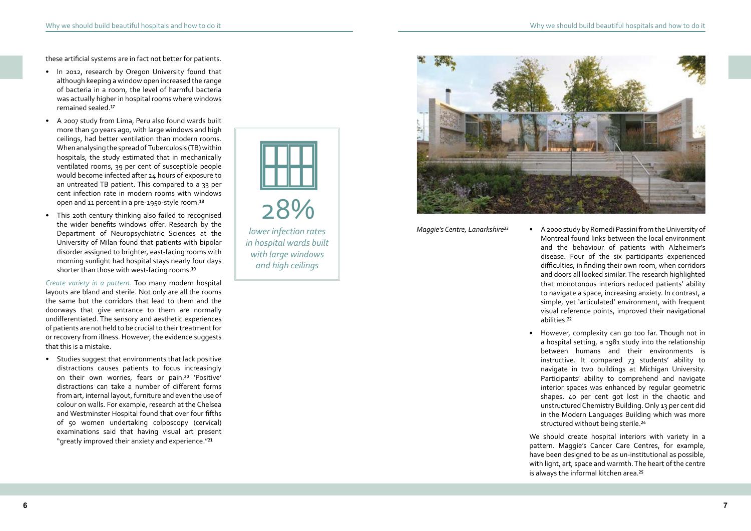these artificial systems are in fact not better for patients.

- In 2012, research by Oregon University found that although keeping a window open increased the range of bacteria in a room, the level of harmful bacteria was actually higher in hospital rooms where windows remained sealed.[17]
- A 2007 study from Lima, Peru also found wards built more than 50 years ago, with large windows and high ceilings, had better ventilation than modern rooms. When analysing the spread of Tuberculosis (TB) within hospitals, the study estimated that in mechanically ventilated rooms, 39 per cent of susceptible people would become infected after 24 hours of exposure to an untreated TB patient. This compared to a 33 per cent infection rate in modern rooms with windows open and 11 percent in a pre-1950-style room.[18]
- This 20th century thinking also failed to recognised the wider benefits windows offer. Research by the Department of Neuropsychiatric Sciences at the University of Milan found that patients with bipolar disorder assigned to brighter, east-facing rooms with morning sunlight had hospital stays nearly four days shorter than those with west-facing rooms.[19]

*Create variety in a pattern.* Too many modern hospital layouts are bland and sterile. Not only are all the rooms the same but the corridors that lead to them and the doorways that give entrance to them are normally undifferentiated. The sensory and aesthetic experiences of patients are not held to be crucial to their treatment for or recovery from illness. However, the evidence suggests that this is a mistake.

- Studies suggest that environments that lack positive distractions causes patients to focus increasingly on their own worries, fears or pain.[20] 'Positive' distractions can take a number of different forms from art, internal layout, furniture and even the use of colour on walls. For example, research at the Chelsea and Westminster Hospital found that over four fifths of 50 women undertaking colposcopy (cervical) examinations said that having visual art present "greatly improved their anxiety and experience."[21]

**28%**

*lower infection rates in hospital wards built with large windows and high ceilings*

*Maggie's Centre, Lanarkshire*[23]

- A 2000 study by Romedi Passini from the University of Montreal found links between the local environment and the behaviour of patients with Alzheimer's disease. Four of the six participants experienced difficulties, in finding their own room, when corridors and doors all looked similar. The research highlighted that monotonous interiors reduced patients' ability to navigate a space, increasing anxiety. In contrast, a simple, yet 'articulated' environment, with frequent visual reference points, improved their navigational abilities.[22]
- However, complexity can go too far. Though not in a hospital setting, a 1981 study into the relationship between humans and their environments is instructive. It compared 73 students' ability to navigate in two buildings at Michigan University. Participants' ability to comprehend and navigate interior spaces was enhanced by regular geometric shapes. 40 per cent got lost in the chaotic and unstructured Chemistry Building. Only 13 per cent did in the Modern Languages Building which was more structured without being sterile.[24]

We should create hospital interiors with variety in a pattern. Maggie's Cancer Care Centres, for example, have been designed to be as un-institutional as possible, with light, art, space and warmth. The heart of the centre is always the informal kitchen area.[25]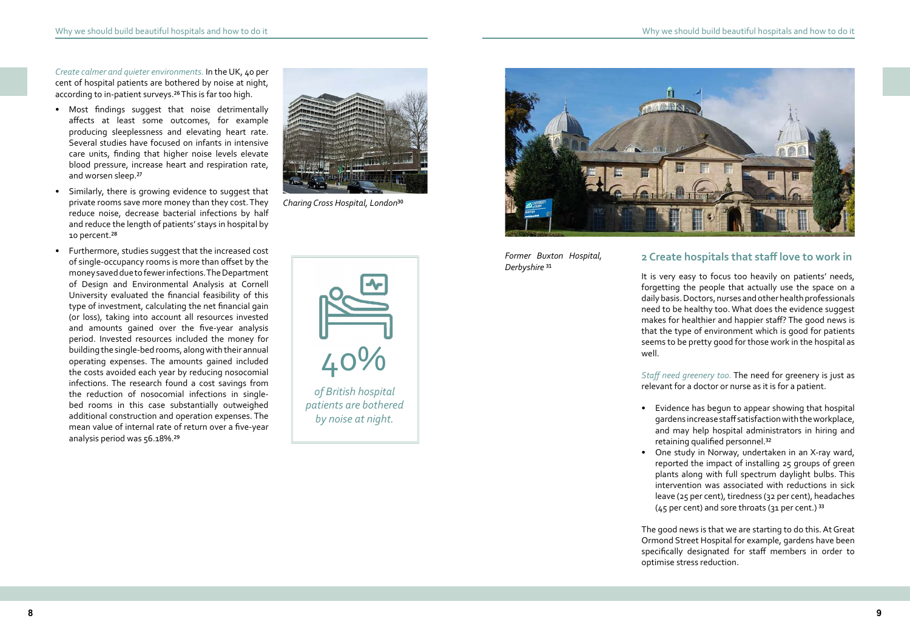*Create calmer and quieter environments.* In the UK, 40 per cent of hospital patients are bothered by noise at night, according to in-patient surveys.[26] This is far too high.

- Most findings suggest that noise detrimentally affects at least some outcomes, for example producing sleeplessness and elevating heart rate. Several studies have focused on infants in intensive care units, finding that higher noise levels elevate blood pressure, increase heart and respiration rate, and worsen sleep.[27]
- Similarly, there is growing evidence to suggest that private rooms save more money than they cost. They reduce noise, decrease bacterial infections by half and reduce the length of patients' stays in hospital by 10 percent.[28]
- Furthermore, studies suggest that the increased cost of single-occupancy rooms is more than offset by the money saved due to fewer infections. The Department of Design and Environmental Analysis at Cornell University evaluated the financial feasibility of this type of investment, calculating the net financial gain (or loss), taking into account all resources invested and amounts gained over the five-year analysis period. Invested resources included the money for building the single-bed rooms, along with their annual operating expenses. The amounts gained included the costs avoided each year by reducing nosocomial infections. The research found a cost savings from the reduction of nosocomial infections in single-bed rooms in this case substantially outweighed additional construction and operation expenses. The mean value of internal rate of return over a five-year analysis period was 56.18%.[29]

*Charing Cross Hospital, London*[30]

40%

*of British hospital patients are bothered by noise at night.*

*Former Buxton Hospital, Derbyshire*[31]

## 2 Create hospitals that staff love to work in

It is very easy to focus too heavily on patients' needs, forgetting the people that actually use the space on a daily basis. Doctors, nurses and other health professionals need to be healthy too. What does the evidence suggest makes for healthier and happier staff? The good news is that the type of environment which is good for patients seems to be pretty good for those work in the hospital as well.

*Staff need greenery too.* The need for greenery is just as relevant for a doctor or nurse as it is for a patient.

- Evidence has begun to appear showing that hospital gardens increase staff satisfaction with the workplace, and may help hospital administrators in hiring and retaining qualified personnel.[32]
- One study in Norway, undertaken in an X-ray ward, reported the impact of installing 25 groups of green plants along with full spectrum daylight bulbs. This intervention was associated with reductions in sick leave (25 per cent), tiredness (32 per cent), headaches (45 per cent) and sore throats (31 per cent.)[33]

The good news is that we are starting to do this. At Great Ormond Street Hospital for example, gardens have been specifically designated for staff members in order to optimise stress reduction.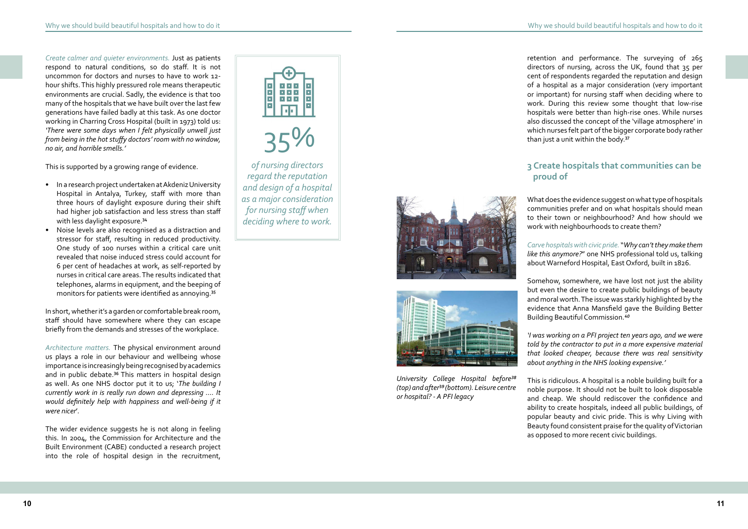*Create calmer and quieter environments.* Just as patients respond to natural conditions, so do staff. It is not uncommon for doctors and nurses to have to work 12-hour shifts. This highly pressured role means therapeutic environments are crucial. Sadly, the evidence is that too many of the hospitals that we have built over the last few generations have failed badly at this task. As one doctor working in Charring Cross Hospital (built in 1973) told us: *'There were some days when I felt physically unwell just from being in the hot stuffy doctors' room with no window, no air, and horrible smells.'*

This is supported by a growing range of evidence.

- In a research project undertaken at Akdeniz University Hospital in Antalya, Turkey, staff with more than three hours of daylight exposure during their shift had higher job satisfaction and less stress than staff with less daylight exposure.[34]
- Noise levels are also recognised as a distraction and stressor for staff, resulting in reduced productivity. One study of 100 nurses within a critical care unit revealed that noise induced stress could account for 6 per cent of headaches at work, as self-reported by nurses in critical care areas. The results indicated that telephones, alarms in equipment, and the beeping of monitors for patients were identified as annoying.[35]

In short, whether it's a garden or comfortable break room, staff should have somewhere where they can escape briefly from the demands and stresses of the workplace.

*Architecture matters.* The physical environment around us plays a role in our behaviour and wellbeing whose importance is increasingly being recognised by academics and in public debate.[36] This matters in hospital design as well. As one NHS doctor put it to us; '*The building I currently work in is really run down and depressing .... It would definitely help with happiness and well-being if it were nicer*'.

The wider evidence suggests he is not along in feeling this. In 2004, the Commission for Architecture and the Built Environment (CABE) conducted a research project into the role of hospital design in the recruitment, retention and performance. The surveying of 265 directors of nursing, across the UK, found that 35 per cent of respondents regarded the reputation and design of a hospital as a major consideration (very important or important) for nursing staff when deciding where to work. During this review some thought that low-rise hospitals were better than high-rise ones. While nurses also discussed the concept of the 'village atmosphere' in which nurses felt part of the bigger corporate body rather than just a unit within the body.[37]

35%

*of nursing directors regard the reputation and design of a hospital as a major consideration for nursing staff when deciding where to work.*

*University College Hospital before[38] (top) and after[39] (bottom). Leisure centre or hospital? - A PFI legacy*

## 3 Create hospitals that communities can be proud of

What does the evidence suggest on what type of hospitals communities prefer and on what hospitals should mean to their town or neighbourhood? And how should we work with neighbourhoods to create them?

*Carve hospitals with civic pride.* "*Why can't they make them like this anymore?*" one NHS professional told us, talking about Warneford Hospital, East Oxford, built in 1826.

Somehow, somewhere, we have lost not just the ability but even the desire to create public buildings of beauty and moral worth. The issue was starkly highlighted by the evidence that Anna Mansfield gave the Building Better Building Beautiful Commission.[40]

*'I was working on a PFI project ten years ago, and we were told by the contractor to put in a more expensive material that looked cheaper, because there was real sensitivity about anything in the NHS looking expensive.'*

This is ridiculous. A hospital is a noble building built for a noble purpose. It should not be built to look disposable and cheap. We should rediscover the confidence and ability to create hospitals, indeed all public buildings, of popular beauty and civic pride. This is why Living with Beauty found consistent praise for the quality of Victorian as opposed to more recent civic buildings.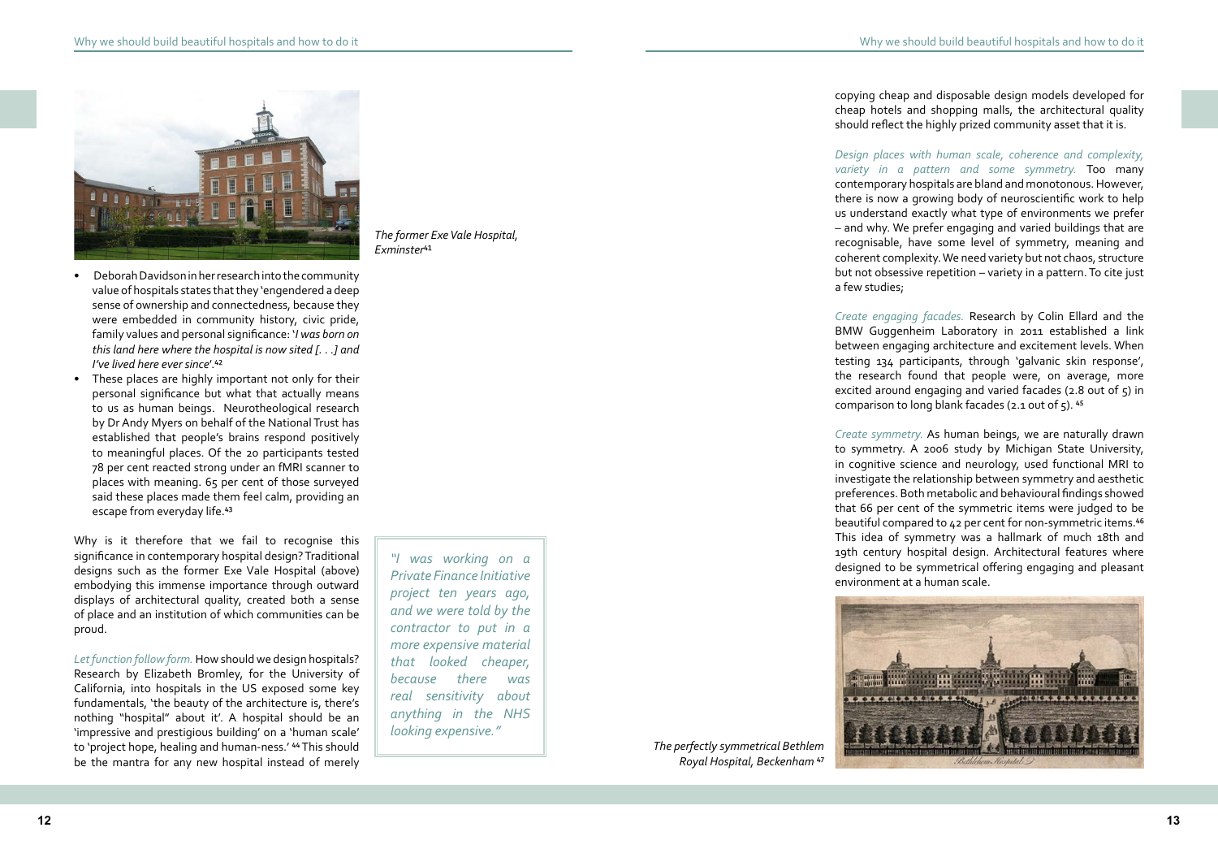*The former Exe Vale Hospital, Exminster*[41]

- Deborah Davidson in her research into the community value of hospitals states that they 'engendered a deep sense of ownership and connectedness, because they were embedded in community history, civic pride, family values and personal significance: '*I was born on this land here where the hospital is now sited [. . .] and I've lived here ever since*'.[42]
- These places are highly important not only for their personal significance but what that actually means to us as human beings. Neurotheological research by Dr Andy Myers on behalf of the National Trust has established that people's brains respond positively to meaningful places. Of the 20 participants tested 78 per cent reacted strong under an fMRI scanner to places with meaning. 65 per cent of those surveyed said these places made them feel calm, providing an escape from everyday life.[43]

Why is it therefore that we fail to recognise this significance in contemporary hospital design? Traditional designs such as the former Exe Vale Hospital (above) embodying this immense importance through outward displays of architectural quality, created both a sense of place and an institution of which communities can be proud.

*Let function follow form.* How should we design hospitals? Research by Elizabeth Bromley, for the University of California, into hospitals in the US exposed some key fundamentals, 'the beauty of the architecture is, there's nothing "hospital" about it'. A hospital should be an 'impressive and prestigious building' on a 'human scale' to 'project hope, healing and human-ness.' [44] This should be the mantra for any new hospital instead of merely copying cheap and disposable design models developed for cheap hotels and shopping malls, the architectural quality should reflect the highly prized community asset that it is.

> *"I was working on a Private Finance Initiative project ten years ago, and we were told by the contractor to put in a more expensive material that looked cheaper, because there was real sensitivity about anything in the NHS looking expensive."*

*Design places with human scale, coherence and complexity, variety in a pattern and some symmetry.* Too many contemporary hospitals are bland and monotonous. However, there is now a growing body of neuroscientific work to help us understand exactly what type of environments we prefer – and why. We prefer engaging and varied buildings that are recognisable, have some level of symmetry, meaning and coherent complexity. We need variety but not chaos, structure but not obsessive repetition – variety in a pattern. To cite just a few studies;

*Create engaging facades.* Research by Colin Ellard and the BMW Guggenheim Laboratory in 2011 established a link between engaging architecture and excitement levels. When testing 134 participants, through 'galvanic skin response', the research found that people were, on average, more excited around engaging and varied facades (2.8 out of 5) in comparison to long blank facades (2.1 out of 5). [45]

*Create symmetry.* As human beings, we are naturally drawn to symmetry. A 2006 study by Michigan State University, in cognitive science and neurology, used functional MRI to investigate the relationship between symmetry and aesthetic preferences. Both metabolic and behavioural findings showed that 66 per cent of the symmetric items were judged to be beautiful compared to 42 per cent for non-symmetric items.[46] This idea of symmetry was a hallmark of much 18th and 19th century hospital design. Architectural features where designed to be symmetrical offering engaging and pleasant environment at a human scale.

*The perfectly symmetrical Bethlem Royal Hospital, Beckenham* [47]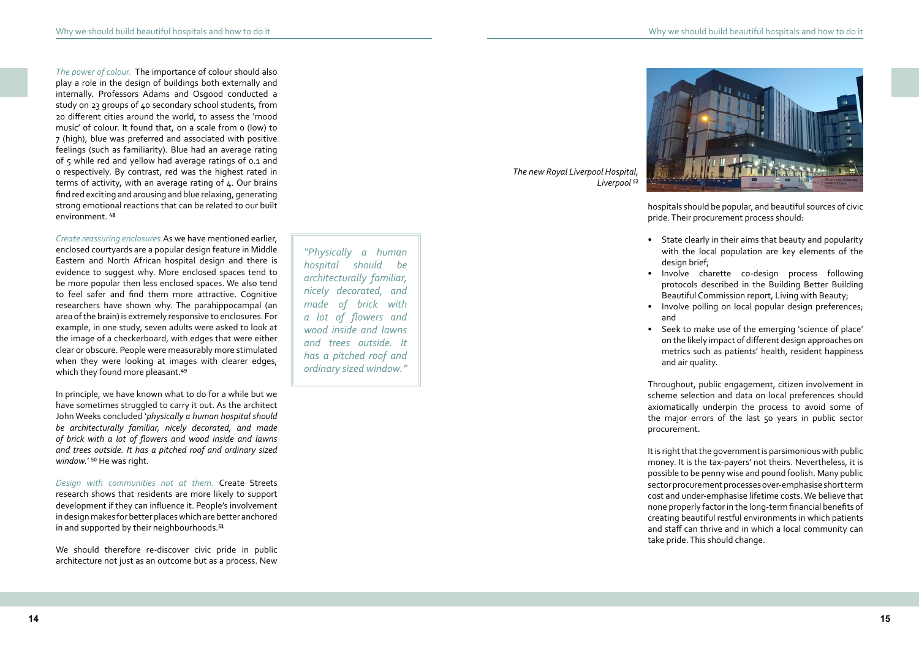*The power of colour.* The importance of colour should also play a role in the design of buildings both externally and internally. Professors Adams and Osgood conducted a study on 23 groups of 40 secondary school students, from 20 different cities around the world, to assess the 'mood music' of colour. It found that, on a scale from 0 (low) to 7 (high), blue was preferred and associated with positive feelings (such as familiarity). Blue had an average rating of 5 while red and yellow had average ratings of 0.1 and 0 respectively. By contrast, red was the highest rated in terms of activity, with an average rating of 4. Our brains find red exciting and arousing and blue relaxing, generating strong emotional reactions that can be related to our built environment. [48]

*Create reassuring enclosures.* As we have mentioned earlier, enclosed courtyards are a popular design feature in Middle Eastern and North African hospital design and there is evidence to suggest why. More enclosed spaces tend to be more popular then less enclosed spaces. We also tend to feel safer and find them more attractive. Cognitive researchers have shown why. The parahippocampal (an area of the brain) is extremely responsive to enclosures. For example, in one study, seven adults were asked to look at the image of a checkerboard, with edges that were either clear or obscure. People were measurably more stimulated when they were looking at images with clearer edges, which they found more pleasant.[49]

In principle, we have known what to do for a while but we have sometimes struggled to carry it out. As the architect John Weeks concluded '*physically a human hospital should be architecturally familiar, nicely decorated, and made of brick with a lot of flowers and wood inside and lawns and trees outside. It has a pitched roof and ordinary sized window.*' [50] He was right.

> *"Physically a human hospital should be architecturally familiar, nicely decorated, and made of brick with a lot of flowers and wood inside and lawns and trees outside. It has a pitched roof and ordinary sized window."*

*Design with communities not at them.* Create Streets research shows that residents are more likely to support development if they can influence it. People's involvement in design makes for better places which are better anchored in and supported by their neighbourhoods.[51]

We should therefore re-discover civic pride in public architecture not just as an outcome but as a process. New hospitals should be popular, and beautiful sources of civic pride. Their procurement process should:

- State clearly in their aims that beauty and popularity with the local population are key elements of the design brief;
- Involve charette co-design process following protocols described in the Building Better Building Beautiful Commission report, Living with Beauty;
- Involve polling on local popular design preferences; and
- Seek to make use of the emerging 'science of place' on the likely impact of different design approaches on metrics such as patients' health, resident happiness and air quality.

*The new Royal Liverpool Hospital, Liverpool* [52]

Throughout, public engagement, citizen involvement in scheme selection and data on local preferences should axiomatically underpin the process to avoid some of the major errors of the last 50 years in public sector procurement.

It is right that the government is parsimonious with public money. It is the tax-payers' not theirs. Nevertheless, it is possible to be penny wise and pound foolish. Many public sector procurement processes over-emphasise short term cost and under-emphasise lifetime costs. We believe that none properly factor in the long-term financial benefits of creating beautiful restful environments in which patients and staff can thrive and in which a local community can take pride. This should change.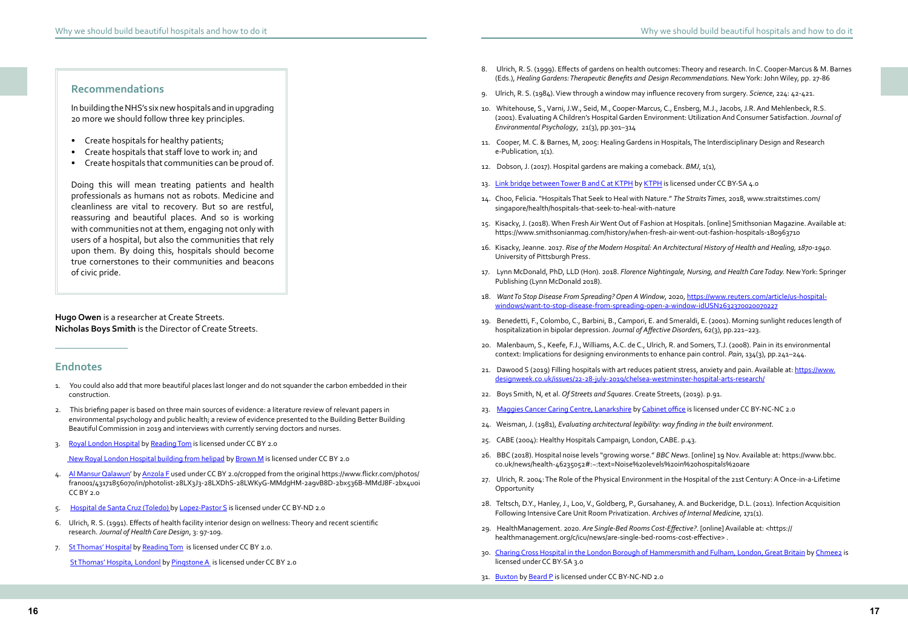## Recommendations

In building the NHS's six new hospitals and in upgrading 20 more we should follow three key principles.

- Create hospitals for healthy patients;
- Create hospitals that staff love to work in; and
- Create hospitals that communities can be proud of.

Doing this will mean treating patients and health professionals as humans not as robots. Medicine and cleanliness are vital to recovery. But so are restful, reassuring and beautiful places. And so is working with communities not at them, engaging not only with users of a hospital, but also the communities that rely upon them. By doing this, hospitals should become true cornerstones to their communities and beacons of civic pride.

**Hugo Owen** is a researcher at Create Streets.
**Nicholas Boys Smith** is the Director of Create Streets.

## Endnotes

1. You could also add that more beautiful places last longer and do not squander the carbon embedded in their construction.
2. This briefing paper is based on three main sources of evidence: a literature review of relevant papers in environmental psychology and public health; a review of evidence presented to the Building Better Building Beautiful Commission in 2019 and interviews with currently serving doctors and nurses.
3. Royal London Hospital by Reading Tom is licensed under CC BY 2.0

   New Royal London Hospital building from helipad by Brown M is licensed under CC BY 2.0
4. Al Mansur Qalawun' by Anzola F used under CC BY 2.0/cropped from the original https://www.flickr.com/photos/franoo1/43171856070/in/photolist-28LX3J3-28LXDhS-28LWKyG-MMdgHM-2a9vB8D-2bx536B-MMdJ8F-2bx4uoi CC BY 2.0
5. Hospital de Santa Cruz (Toledo) by Lopez-Pastor S is licensed under CC BY-ND 2.0
6. Ulrich, R. S. (1991). Effects of health facility interior design on wellness: Theory and recent scientific research. *Journal of Health Care Design*, 3: 97-109.
7. St Thomas' Hospital by Reading Tom is licensed under CC BY 2.0.

   St Thomas' Hospita, Londonl by Pingstone A is licensed under CC BY 2.0
8. Ulrich, R. S. (1999). Effects of gardens on health outcomes: Theory and research. In C. Cooper-Marcus & M. Barnes (Eds.), *Healing Gardens: Therapeutic Benefits and Design Recommendations.* New York: John Wiley, pp. 27-86
9. Ulrich, R. S. (1984). View through a window may influence recovery from surgery. *Science*, 224: 42-421.
10. Whitehouse, S., Varni, J.W., Seid, M., Cooper-Marcus, C., Ensberg, M.J., Jacobs, J.R. And Mehlenbeck, R.S. (2001). Evaluating A Children's Hospital Garden Environment: Utilization And Consumer Satisfaction. *Journal of Environmental Psychology*, 21(3), pp.301–314
11. Cooper, M. C. & Barnes, M, 2005: Healing Gardens in Hospitals, The Interdisciplinary Design and Research e-Publication, 1(1).
12. Dobson, J. (2017). Hospital gardens are making a comeback. *BMJ*, 1(1),
13. Link bridge between Tower B and C at KTPH by KTPH is licensed under CC BY-SA 4.0
14. Choo, Felicia. "Hospitals That Seek to Heal with Nature." *The Straits Times*, 2018, www.straitstimes.com/singapore/health/hospitals-that-seek-to-heal-with-nature
15. Kisacky, J. (2018). When Fresh Air Went Out of Fashion at Hospitals. [online] Smithsonian Magazine. Available at: https://www.smithsonianmag.com/history/when-fresh-air-went-out-fashion-hospitals-180963710
16. Kisacky, Jeanne. 2017. *Rise of the Modern Hospital: An Architectural History of Health and Healing, 1870-1940.* University of Pittsburgh Press.
17. Lynn McDonald, PhD, LLD (Hon). 2018. *Florence Nightingale, Nursing, and Health Care Today.* New York: Springer Publishing (Lynn McDonald 2018).
18. *Want To Stop Disease From Spreading? Open A Window*, 2020, https://www.reuters.com/article/us-hospital-windows/want-to-stop-disease-from-spreading-open-a-window-idUSN2632370020070227
19. Benedetti, F., Colombo, C., Barbini, B., Campori, E. and Smeraldi, E. (2001). Morning sunlight reduces length of hospitalization in bipolar depression. *Journal of Affective Disorders*, 62(3), pp.221–223.
20. Malenbaum, S., Keefe, F.J., Williams, A.C. de C., Ulrich, R. and Somers, T.J. (2008). Pain in its environmental context: Implications for designing environments to enhance pain control. *Pain*, 134(3), pp.241–244.
21. Dawood S (2019) Filling hospitals with art reduces patient stress, anxiety and pain. Available at: https://www.designweek.co.uk/issues/22-28-july-2019/chelsea-westminster-hospital-arts-research/
22. Boys Smith, N, et al. *Of Streets and Squares*. Create Streets, (2019). p.91.
23. Maggies Cancer Caring Centre, Lanarkshire by Cabinet office is licensed under CC BY-NC-NC 2.0
24. Weisman, J. (1981), *Evaluating architectural legibility: way finding in the built environment*.
25. CABE (2004): Healthy Hospitals Campaign, London, CABE. p.43.
26. BBC (2018). Hospital noise levels "growing worse." *BBC News*. [online] 19 Nov. Available at: https://www.bbc.co.uk/news/health-46235052#:~:text=Noise%20levels%20in%20hospitals%20are
27. Ulrich, R. 2004: The Role of the Physical Environment in the Hospital of the 21st Century: A Once-in-a-Lifetime Opportunity
28. Teltsch, D.Y., Hanley, J., Loo, V., Goldberg, P., Gursahaney, A. and Buckeridge, D.L. (2011). Infection Acquisition Following Intensive Care Unit Room Privatization. *Archives of Internal Medicine*, 171(1).
29. HealthManagement. 2020. *Are Single-Bed Rooms Cost-Effective?*. [online] Available at: <https://healthmanagement.org/c/icu/news/are-single-bed-rooms-cost-effective> .
30. Charing Cross Hospital in the London Borough of Hammersmith and Fulham, London, Great Britain by Chmee2 is licensed under CC BY-SA 3.0
31. Buxton by Beard P is licensed under CC BY-NC-ND 2.0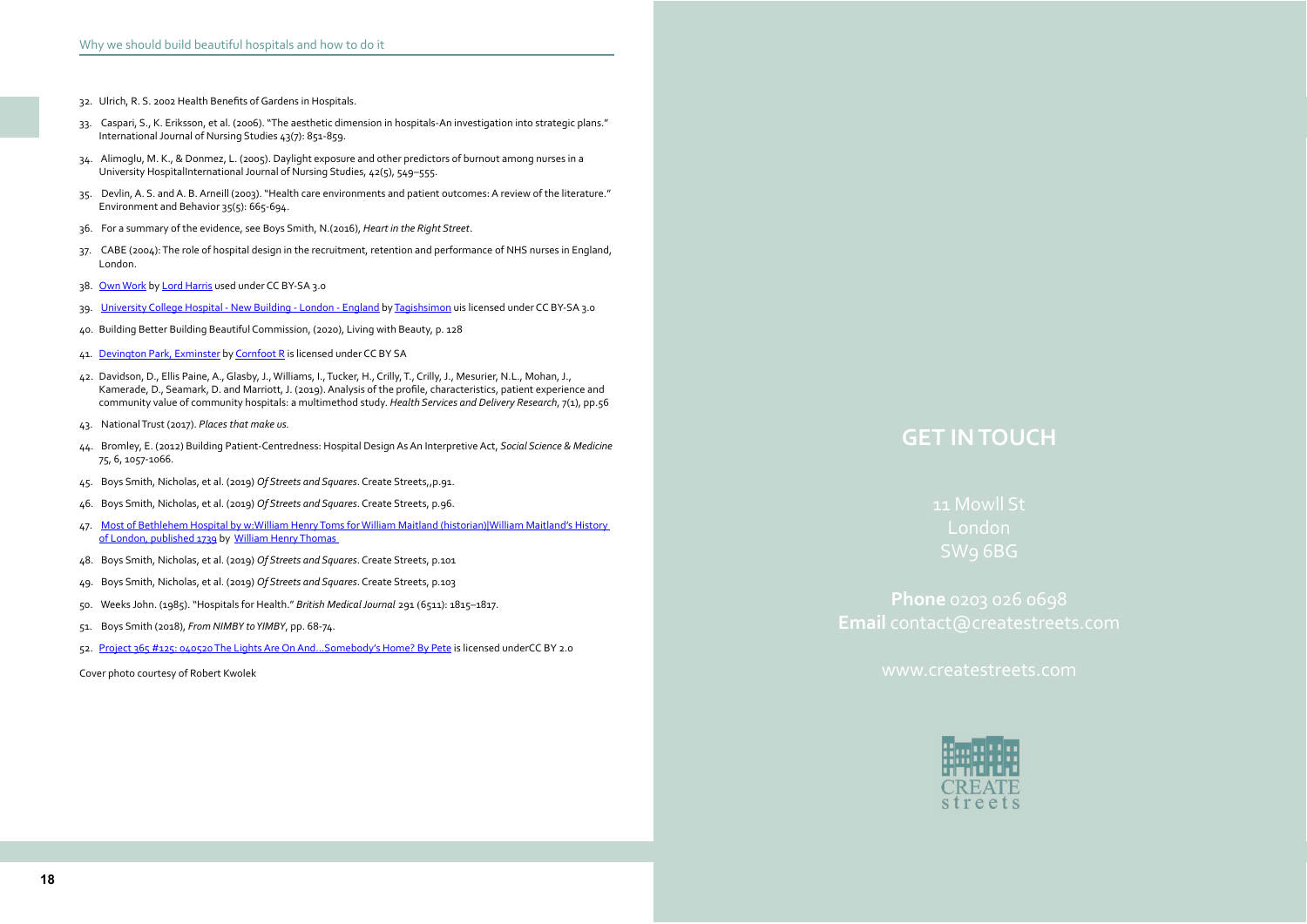32. Ulrich, R. S. 2002 Health Benefits of Gardens in Hospitals.
33. Caspari, S., K. Eriksson, et al. (2006). "The aesthetic dimension in hospitals-An investigation into strategic plans." International Journal of Nursing Studies 43(7): 851-859.
34. Alimoglu, M. K., & Donmez, L. (2005). Daylight exposure and other predictors of burnout among nurses in a University HospitalInternational Journal of Nursing Studies, 42(5), 549–555.
35. Devlin, A. S. and A. B. Arneill (2003). "Health care environments and patient outcomes: A review of the literature." Environment and Behavior 35(5): 665-694.
36. For a summary of the evidence, see Boys Smith, N.(2016), *Heart in the Right Street*.
37. CABE (2004): The role of hospital design in the recruitment, retention and performance of NHS nurses in England, London.
38. Own Work by Lord Harris used under CC BY-SA 3.0
39. University College Hospital - New Building - London - England by Tagishsimon uis licensed under CC BY-SA 3.0
40. Building Better Building Beautiful Commission, (2020), Living with Beauty, p. 128
41. Devington Park, Exminster by Cornfoot R is licensed under CC BY SA
42. Davidson, D., Ellis Paine, A., Glasby, J., Williams, I., Tucker, H., Crilly, T., Crilly, J., Mesurier, N.L., Mohan, J., Kamerade, D., Seamark, D. and Marriott, J. (2019). Analysis of the profile, characteristics, patient experience and community value of community hospitals: a multimethod study. *Health Services and Delivery Research*, 7(1), pp.56
43. National Trust (2017). *Places that make us.*
44. Bromley, E. (2012) Building Patient-Centredness: Hospital Design As An Interpretive Act, *Social Science & Medicine* 75, 6, 1057-1066.
45. Boys Smith, Nicholas, et al. (2019) *Of Streets and Squares*. Create Streets,,p.91.
46. Boys Smith, Nicholas, et al. (2019) *Of Streets and Squares*. Create Streets, p.96.
47. Most of Bethlehem Hospital by w:William Henry Toms for William Maitland (historian)|William Maitland's History of London, published 1739 by William Henry Thomas
48. Boys Smith, Nicholas, et al. (2019) *Of Streets and Squares*. Create Streets, p.101
49. Boys Smith, Nicholas, et al. (2019) *Of Streets and Squares*. Create Streets, p.103
50. Weeks John. (1985). "Hospitals for Health." *British Medical Journal* 291 (6511): 1815–1817.
51. Boys Smith (2018), *From NIMBY to YIMBY*, pp. 68-74.
52. Project 365 #125: 040520 The Lights Are On And...Somebody's Home? By Pete is licensed underCC BY 2.0

Cover photo courtesy of Robert Kwolek

## GET IN TOUCH

11 Mowll St
London
SW9 6BG

**Phone** 0203 026 0698
**Email** contact@createstreets.com

www.createstreets.com

CREATE streets